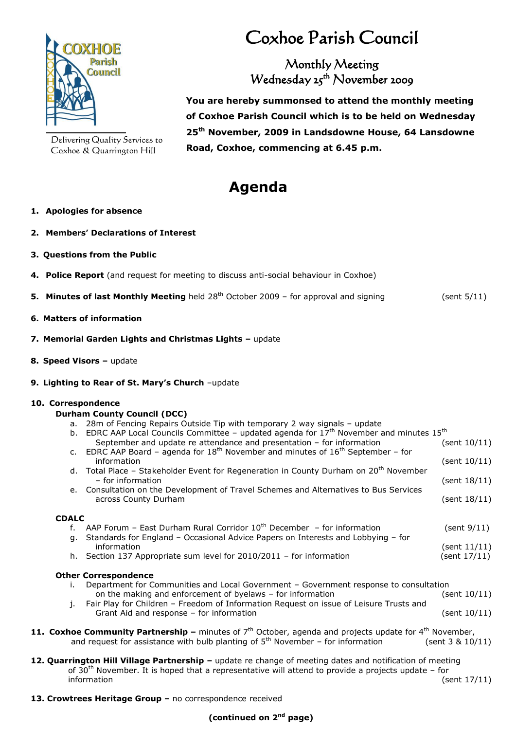Delivering Quality Services to Coxhoe & Quarrington Hill

# Coxhoe Parish Council

## Monthly Meeting
## Wednesday 25th November 2009

**You are hereby summonsed to attend the monthly meeting of Coxhoe Parish Council which is to be held on Wednesday 25th November, 2009 in Landsdowne House, 64 Lansdowne Road, Coxhoe, commencing at 6.45 p.m.**

# Agenda

1. **Apologies for absence**

2. **Members' Declarations of Interest**

3. **Questions from the Public**

4. **Police Report** (and request for meeting to discuss anti-social behaviour in Coxhoe)

5. **Minutes of last Monthly Meeting** held 28th October 2009 – for approval and signing (sent 5/11)

6. **Matters of information**

7. **Memorial Garden Lights and Christmas Lights –** update

8. **Speed Visors –** update

9. **Lighting to Rear of St. Mary's Church** –update

10. **Correspondence**

    **Durham County Council (DCC)**

    a. 28m of Fencing Repairs Outside Tip with temporary 2 way signals – update
    b. EDRC AAP Local Councils Committee – updated agenda for 17th November and minutes 15th September and update re attendance and presentation – for information (sent 10/11)
    c. EDRC AAP Board – agenda for 18th November and minutes of 16th September – for information (sent 10/11)
    d. Total Place – Stakeholder Event for Regeneration in County Durham on 20th November – for information (sent 18/11)
    e. Consultation on the Development of Travel Schemes and Alternatives to Bus Services across County Durham (sent 18/11)

    **CDALC**

    f. AAP Forum – East Durham Rural Corridor 10th December – for information (sent 9/11)
    g. Standards for England – Occasional Advice Papers on Interests and Lobbying – for information (sent 11/11)
    h. Section 137 Appropriate sum level for 2010/2011 – for information (sent 17/11)

    **Other Correspondence**

    i. Department for Communities and Local Government – Government response to consultation on the making and enforcement of byelaws – for information (sent 10/11)
    j. Fair Play for Children – Freedom of Information Request on issue of Leisure Trusts and Grant Aid and response – for information (sent 10/11)

11. **Coxhoe Community Partnership –** minutes of 7th October, agenda and projects update for 4th November, and request for assistance with bulb planting of 5th November – for information (sent 3 & 10/11)

12. **Quarrington Hill Village Partnership –** update re change of meeting dates and notification of meeting of 30th November. It is hoped that a representative will attend to provide a projects update – for information (sent 17/11)

13. **Crowtrees Heritage Group –** no correspondence received

**(continued on 2nd page)**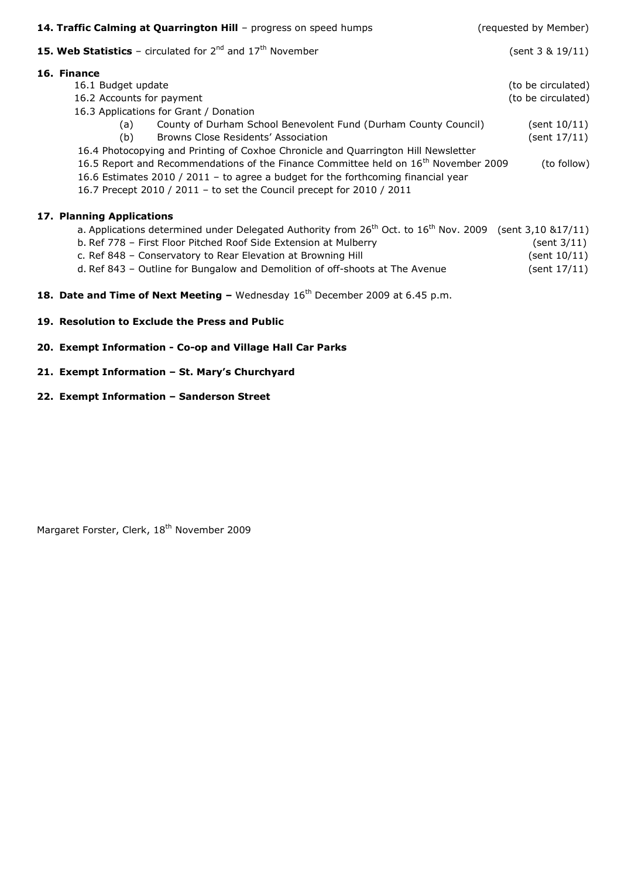**14. Traffic Calming at Quarrington Hill** – progress on speed humps (requested by Member)

**15. Web Statistics** – circulated for 2nd and 17th November (sent 3 & 19/11)

**16. Finance**

16.1 Budget update (to be circulated)

16.2 Accounts for payment (to be circulated)

16.3 Applications for Grant / Donation

(a) County of Durham School Benevolent Fund (Durham County Council) (sent 10/11)

(b) Browns Close Residents' Association (sent 17/11)

16.4 Photocopying and Printing of Coxhoe Chronicle and Quarrington Hill Newsletter

16.5 Report and Recommendations of the Finance Committee held on 16th November 2009 (to follow)

16.6 Estimates 2010 / 2011 – to agree a budget for the forthcoming financial year

16.7 Precept 2010 / 2011 – to set the Council precept for 2010 / 2011

**17. Planning Applications**

a. Applications determined under Delegated Authority from 26th Oct. to 16th Nov. 2009 (sent 3,10 &17/11)

b. Ref 778 – First Floor Pitched Roof Side Extension at Mulberry (sent 3/11)

c. Ref 848 – Conservatory to Rear Elevation at Browning Hill (sent 10/11)

d. Ref 843 – Outline for Bungalow and Demolition of off-shoots at The Avenue (sent 17/11)

**18. Date and Time of Next Meeting –** Wednesday 16th December 2009 at 6.45 p.m.

**19. Resolution to Exclude the Press and Public**

**20. Exempt Information - Co-op and Village Hall Car Parks**

**21. Exempt Information – St. Mary's Churchyard**

**22. Exempt Information – Sanderson Street**

Margaret Forster, Clerk, 18th November 2009